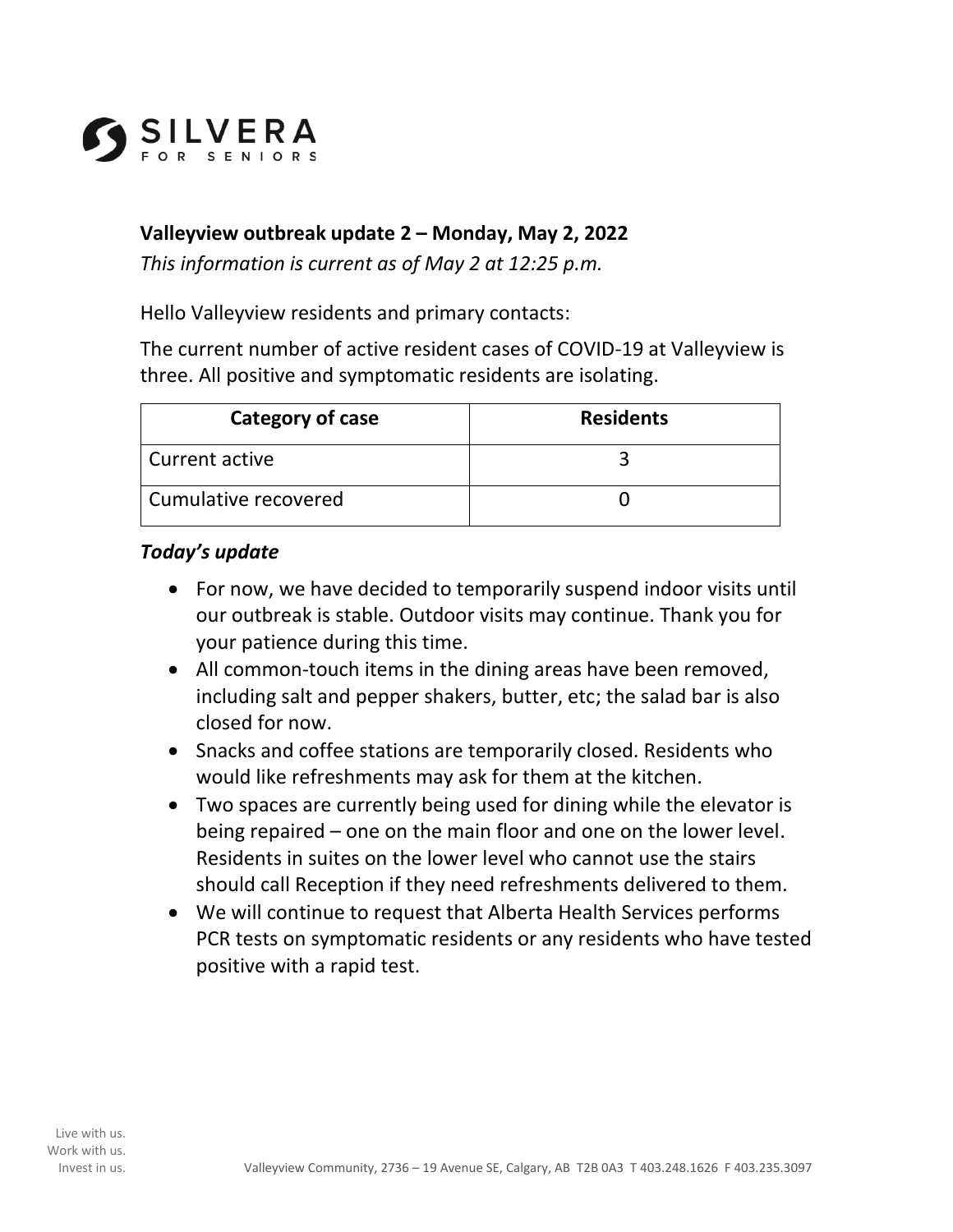SILVERA FOR SENIORS

## Valleyview outbreak update 2 – Monday, May 2, 2022

*This information is current as of May 2 at 12:25 p.m.*

Hello Valleyview residents and primary contacts:

The current number of active resident cases of COVID-19 at Valleyview is three. All positive and symptomatic residents are isolating.

| Category of case | Residents |
|---|---|
| Current active | 3 |
| Cumulative recovered | 0 |

***Today's update***

- For now, we have decided to temporarily suspend indoor visits until our outbreak is stable. Outdoor visits may continue. Thank you for your patience during this time.
- All common-touch items in the dining areas have been removed, including salt and pepper shakers, butter, etc; the salad bar is also closed for now.
- Snacks and coffee stations are temporarily closed. Residents who would like refreshments may ask for them at the kitchen.
- Two spaces are currently being used for dining while the elevator is being repaired – one on the main floor and one on the lower level. Residents in suites on the lower level who cannot use the stairs should call Reception if they need refreshments delivered to them.
- We will continue to request that Alberta Health Services performs PCR tests on symptomatic residents or any residents who have tested positive with a rapid test.

Live with us.
Work with us.
Invest in us.

Valleyview Community, 2736 – 19 Avenue SE, Calgary, AB T2B 0A3 T 403.248.1626 F 403.235.3097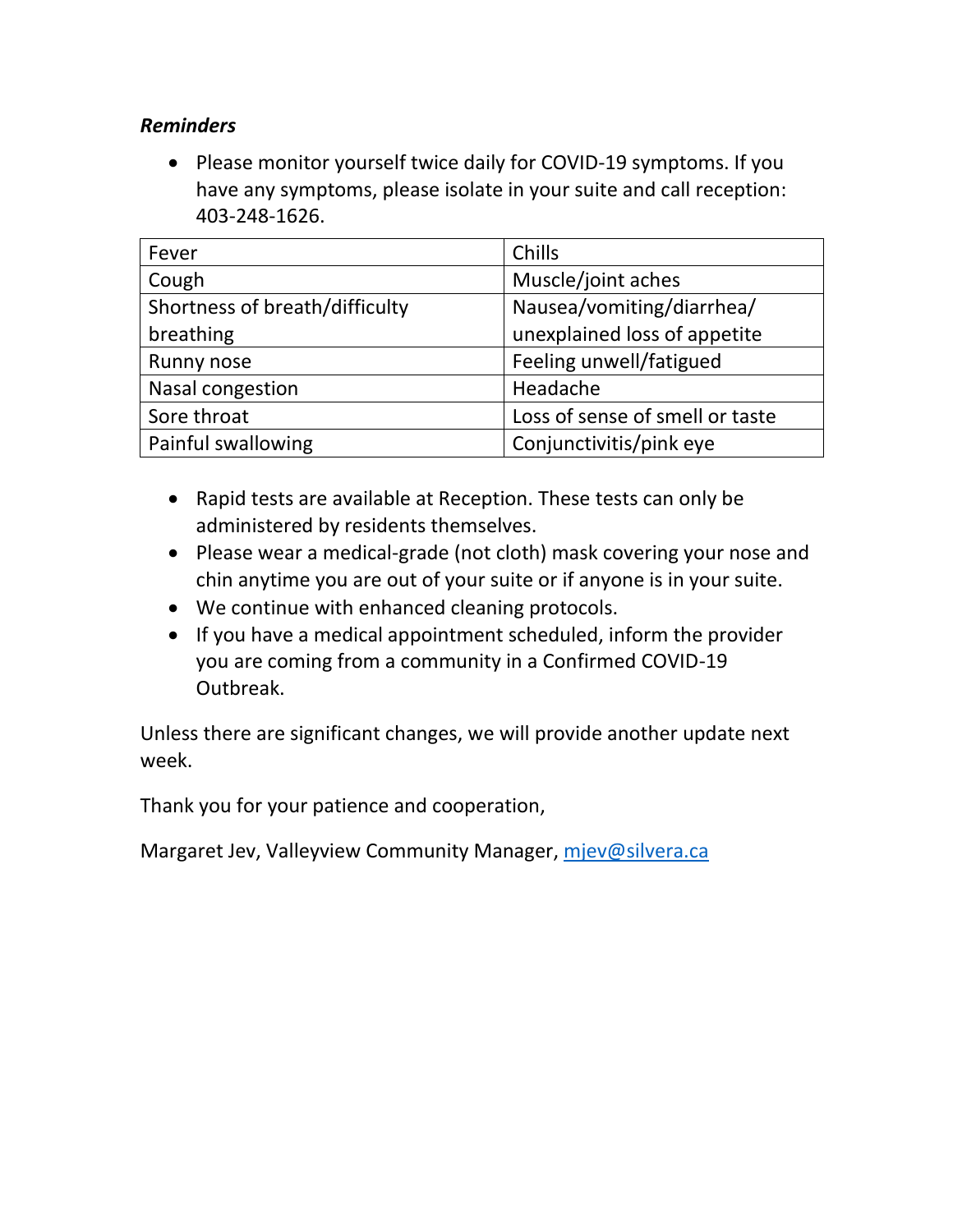***Reminders***

- Please monitor yourself twice daily for COVID-19 symptoms. If you have any symptoms, please isolate in your suite and call reception: 403-248-1626.

| | |
|---|---|
| Fever | Chills |
| Cough | Muscle/joint aches |
| Shortness of breath/difficulty breathing | Nausea/vomiting/diarrhea/ unexplained loss of appetite |
| Runny nose | Feeling unwell/fatigued |
| Nasal congestion | Headache |
| Sore throat | Loss of sense of smell or taste |
| Painful swallowing | Conjunctivitis/pink eye |

- Rapid tests are available at Reception. These tests can only be administered by residents themselves.
- Please wear a medical-grade (not cloth) mask covering your nose and chin anytime you are out of your suite or if anyone is in your suite.
- We continue with enhanced cleaning protocols.
- If you have a medical appointment scheduled, inform the provider you are coming from a community in a Confirmed COVID-19 Outbreak.

Unless there are significant changes, we will provide another update next week.

Thank you for your patience and cooperation,

Margaret Jev, Valleyview Community Manager, mjev@silvera.ca